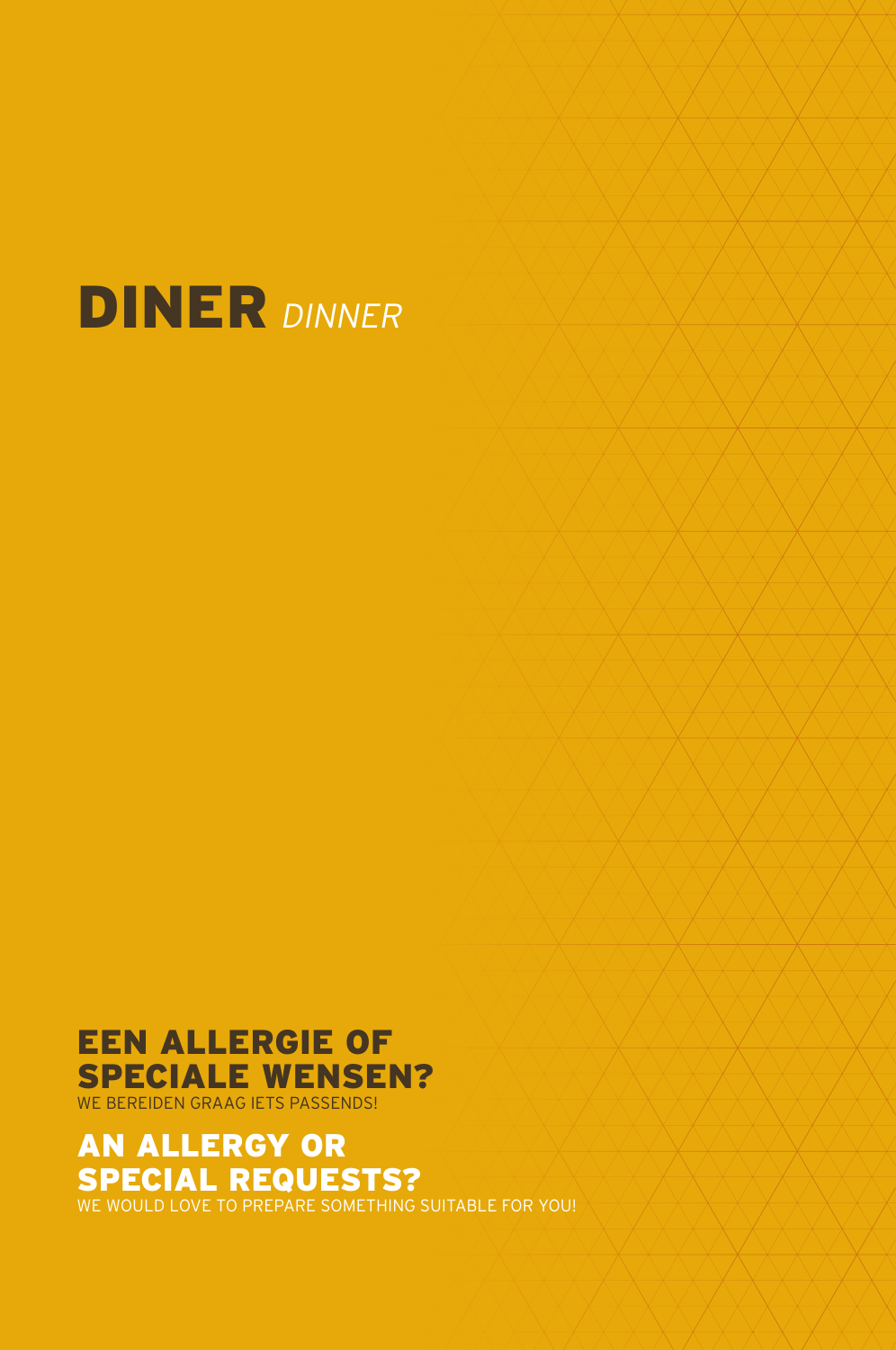# DINER *DINNER*

## EEN ALLERGIE OF SPECIALE WENSEN?

WE BEREIDEN GRAAG IETS PASSENDS!

## AN ALLERGY OR SPECIAL REQUESTS?

WE WOULD LOVE TO PREPARE SOMETHING SUITABLE FOR YOU!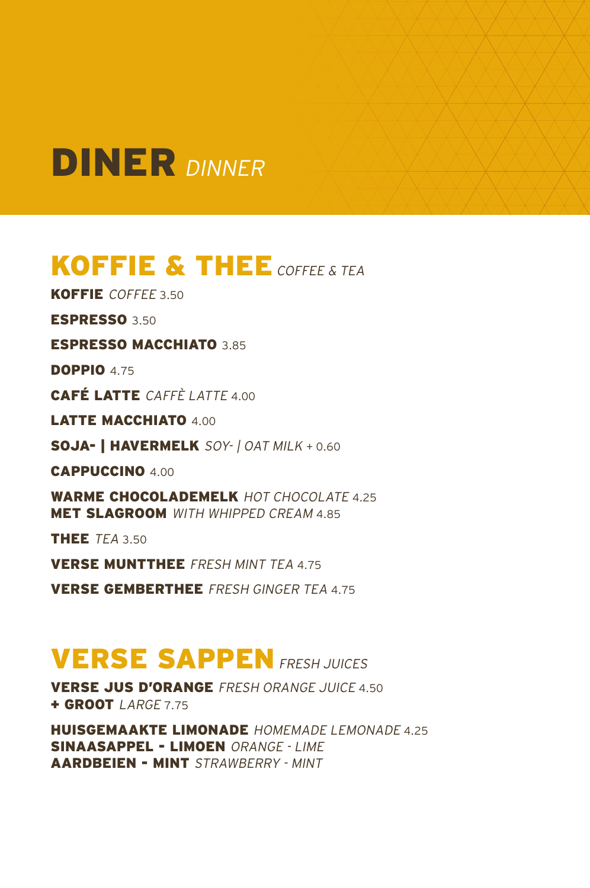# DINER *DINNER*

## KOFFIE & THEE *COFFEE & TEA*

**KOFFIE** *COFFEE* 3.50

**ESPRESSO** 3.50

**ESPRESSO MACCHIATO** 3.85

**DOPPIO** 4.75

**CAFÉ LATTE** *CAFFÈ LATTE* 4.00

**LATTE MACCHIATO** 4.00

**SOJA- | HAVERMELK** *SOY- | OAT MILK* + 0.60

**CAPPUCCINO** 4.00

**WARME CHOCOLADEMELK** *HOT CHOCOLATE* 4.25
**MET SLAGROOM** *WITH WHIPPED CREAM* 4.85

**THEE** *TEA* 3.50

**VERSE MUNTTHEE** *FRESH MINT TEA* 4.75

**VERSE GEMBERTHEE** *FRESH GINGER TEA* 4.75

## VERSE SAPPEN *FRESH JUICES*

**VERSE JUS D'ORANGE** *FRESH ORANGE JUICE* 4.50
**+ GROOT** *LARGE* 7.75

**HUISGEMAAKTE LIMONADE** *HOMEMADE LEMONADE* 4.25
**SINAASAPPEL - LIMOEN** *ORANGE - LIME*
**AARDBEIEN - MINT** *STRAWBERRY - MINT*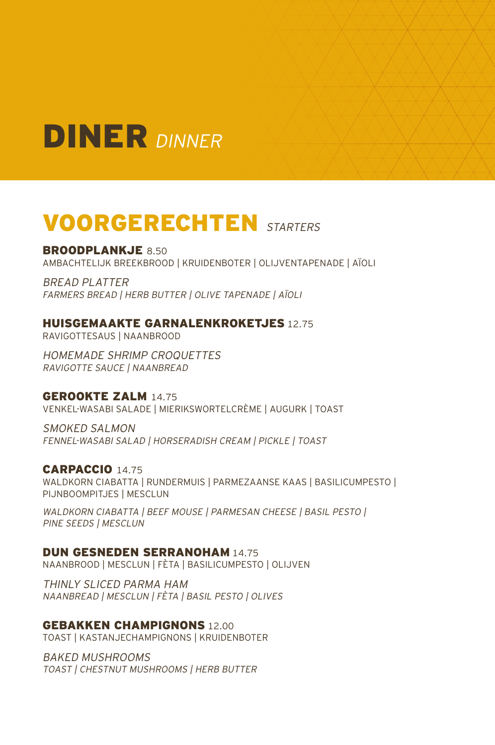# DINER *DINNER*

## VOORGERECHTEN *STARTERS*

**BROODPLANKJE** 8.50
AMBACHTELIJK BREEKBROOD | KRUIDENBOTER | OLIJVENTAPENADE | AÏOLI

*BREAD PLATTER*
*FARMERS BREAD | HERB BUTTER | OLIVE TAPENADE | AÏOLI*

**HUISGEMAAKTE GARNALENKROKETJES** 12.75
RAVIGOTTESAUS | NAANBROOD

*HOMEMADE SHRIMP CROQUETTES*
*RAVIGOTTE SAUCE | NAANBREAD*

**GEROOKTE ZALM** 14.75
VENKEL-WASABI SALADE | MIERIKSWORTELCRÈME | AUGURK | TOAST

*SMOKED SALMON*
*FENNEL-WASABI SALAD | HORSERADISH CREAM | PICKLE | TOAST*

**CARPACCIO** 14.75
WALDKORN CIABATTA | RUNDERMUIS | PARMEZAANSE KAAS | BASILICUMPESTO | PIJNBOOMPITJES | MESCLUN

*WALDKORN CIABATTA | BEEF MOUSE | PARMESAN CHEESE | BASIL PESTO | PINE SEEDS | MESCLUN*

**DUN GESNEDEN SERRANOHAM** 14.75
NAANBROOD | MESCLUN | FÈTA | BASILICUMPESTO | OLIJVEN

*THINLY SLICED PARMA HAM*
*NAANBREAD | MESCLUN | FÈTA | BASIL PESTO | OLIVES*

**GEBAKKEN CHAMPIGNONS** 12.00
TOAST | KASTANJECHAMPIGNONS | KRUIDENBOTER

*BAKED MUSHROOMS*
*TOAST | CHESTNUT MUSHROOMS | HERB BUTTER*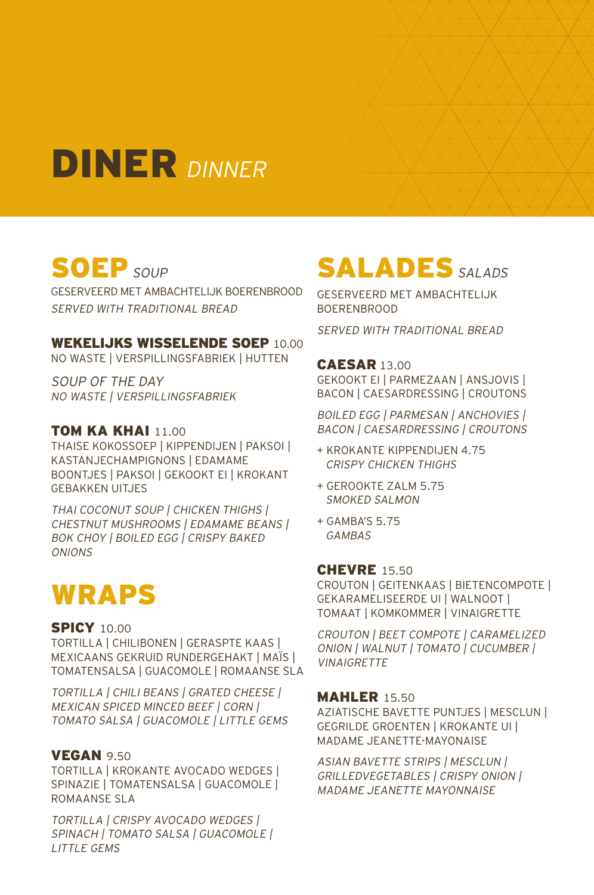# DINER *DINNER*

## SOEP *SOUP*

GESERVEERD MET AMBACHTELIJK BOERENBROOD
*SERVED WITH TRADITIONAL BREAD*

### WEKELIJKS WISSELENDE SOEP 10.00

NO WASTE | VERSPILLINGSFABRIEK | HUTTEN

*SOUP OF THE DAY*
*NO WASTE | VERSPILLINGSFABRIEK*

### TOM KA KHAI 11.00

THAISE KOKOSSOEP | KIPPENDIJEN | PAKSOI | KASTANJECHAMPIGNONS | EDAMAME BOONTJES | PAKSOI | GEKOOKT EI | KROKANT GEBAKKEN UITJES

*THAI COCONUT SOUP | CHICKEN THIGHS | CHESTNUT MUSHROOMS | EDAMAME BEANS | BOK CHOY | BOILED EGG | CRISPY BAKED ONIONS*

## WRAPS

### SPICY 10.00

TORTILLA | CHILIBONEN | GERASPTE KAAS | MEXICAANS GEKRUID RUNDERGEHAKT | MAÏS | TOMATENSALSA | GUACOMOLE | ROMAANSE SLA

*TORTILLA | CHILI BEANS | GRATED CHEESE | MEXICAN SPICED MINCED BEEF | CORN | TOMATO SALSA | GUACOMOLE | LITTLE GEMS*

### VEGAN 9.50

TORTILLA | KROKANTE AVOCADO WEDGES | SPINAZIE | TOMATENSALSA | GUACOMOLE | ROMAANSE SLA

*TORTILLA | CRISPY AVOCADO WEDGES | SPINACH | TOMATO SALSA | GUACOMOLE | LITTLE GEMS*

## SALADES *SALADS*

GESERVEERD MET AMBACHTELIJK BOERENBROOD

*SERVED WITH TRADITIONAL BREAD*

### CAESAR 13.00

GEKOOKT EI | PARMEZAAN | ANSJOVIS | BACON | CAESARDRESSING | CROUTONS

*BOILED EGG | PARMESAN | ANCHOVIES | BACON | CAESARDRESSING | CROUTONS*

+ KROKANTE KIPPENDIJEN 4.75
  *CRISPY CHICKEN THIGHS*
+ GEROOKTE ZALM 5.75
  *SMOKED SALMON*
+ GAMBA'S 5.75
  *GAMBAS*

### CHEVRE 15.50

CROUTON | GEITENKAAS | BIETENCOMPOTE | GEKARAMELISEERDE UI | WALNOOT | TOMAAT | KOMKOMMER | VINAIGRETTE

*CROUTON | BEET COMPOTE | CARAMELIZED ONION | WALNUT | TOMATO | CUCUMBER | VINAIGRETTE*

### MAHLER 15.50

AZIATISCHE BAVETTE PUNTJES | MESCLUN | GEGRILDE GROENTEN | KROKANTE UI | MADAME JEANETTE-MAYONAISE

*ASIAN BAVETTE STRIPS | MESCLUN | GRILLEDVEGETABLES | CRISPY ONION | MADAME JEANETTE MAYONNAISE*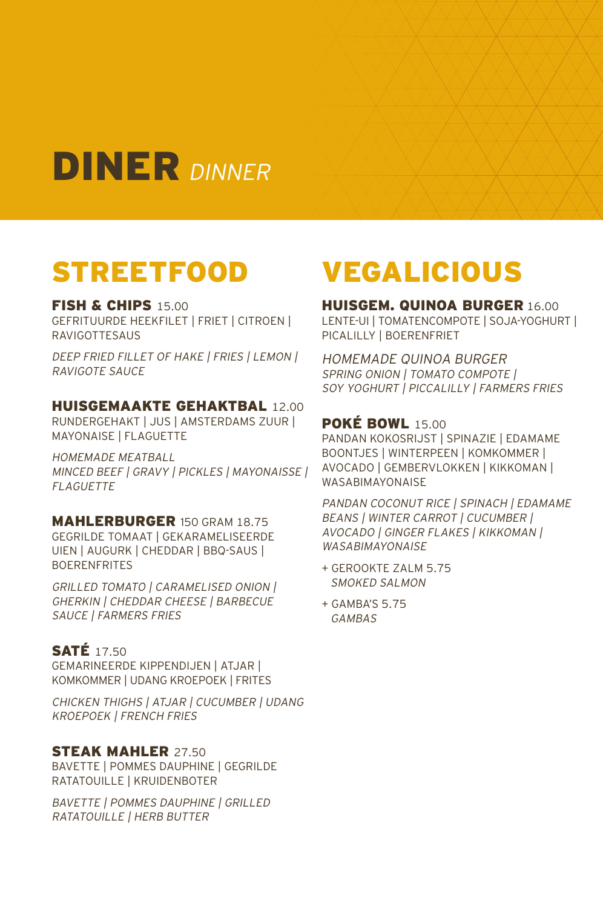# DINER *DINNER*

## STREETFOOD

### FISH & CHIPS 15.00

GEFRITUURDE HEEKFILET | FRIET | CITROEN | RAVIGOTTESAUS

*DEEP FRIED FILLET OF HAKE | FRIES | LEMON | RAVIGOTE SAUCE*

### HUISGEMAAKTE GEHAKTBAL 12.00

RUNDERGEHAKT | JUS | AMSTERDAMS ZUUR | MAYONAISE | FLAGUETTE

*HOMEMADE MEATBALL*
*MINCED BEEF | GRAVY | PICKLES | MAYONAISSE | FLAGUETTE*

### MAHLERBURGER 150 GRAM 18.75

GEGRILDE TOMAAT | GEKARAMELISEERDE UIEN | AUGURK | CHEDDAR | BBQ-SAUS | BOERENFRITES

*GRILLED TOMATO | CARAMELISED ONION | GHERKIN | CHEDDAR CHEESE | BARBECUE SAUCE | FARMERS FRIES*

### SATÉ 17.50

GEMARINEERDE KIPPENDIJEN | ATJAR | KOMKOMMER | UDANG KROEPOEK | FRITES

*CHICKEN THIGHS | ATJAR | CUCUMBER | UDANG KROEPOEK | FRENCH FRIES*

### STEAK MAHLER 27.50

BAVETTE | POMMES DAUPHINE | GEGRILDE RATATOUILLE | KRUIDENBOTER

*BAVETTE | POMMES DAUPHINE | GRILLED RATATOUILLE | HERB BUTTER*

## VEGALICIOUS

### HUISGEM. QUINOA BURGER 16.00

LENTE-UI | TOMATENCOMPOTE | SOJA-YOGHURT | PICALILLY | BOERENFRIET

*HOMEMADE QUINOA BURGER*
*SPRING ONION | TOMATO COMPOTE | SOY YOGHURT | PICCALILLY | FARMERS FRIES*

### POKÉ BOWL 15.00

PANDAN KOKOSRIJST | SPINAZIE | EDAMAME BOONTJES | WINTERPEEN | KOMKOMMER | AVOCADO | GEMBERVLOKKEN | KIKKOMAN | WASABIMAYONAISE

*PANDAN COCONUT RICE | SPINACH | EDAMAME BEANS | WINTER CARROT | CUCUMBER | AVOCADO | GINGER FLAKES | KIKKOMAN | WASABIMAYONAISE*

+ GEROOKTE ZALM 5.75
  *SMOKED SALMON*

+ GAMBA'S 5.75
  *GAMBAS*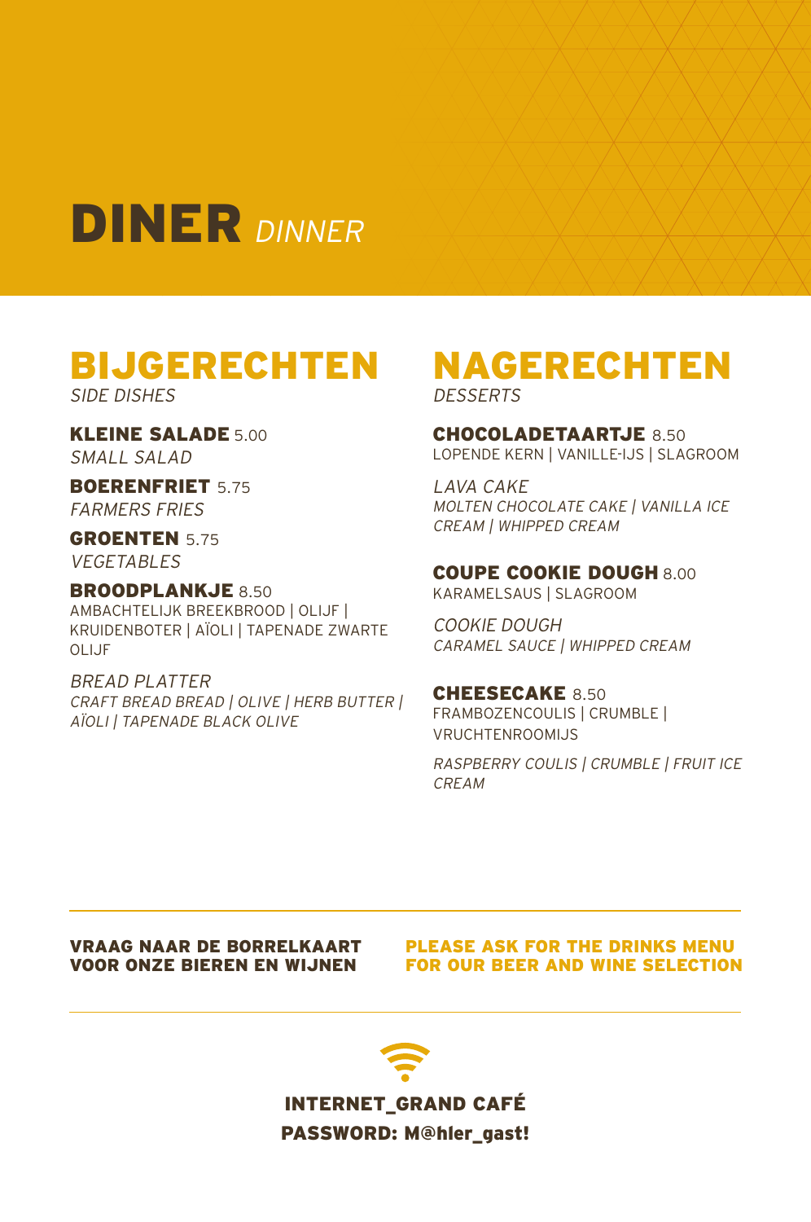# DINER *DINNER*

## BIJGERECHTEN
*SIDE DISHES*

**KLEINE SALADE** 5.00
*SMALL SALAD*

**BOERENFRIET** 5.75
*FARMERS FRIES*

**GROENTEN** 5.75
*VEGETABLES*

**BROODPLANKJE** 8.50
AMBACHTELIJK BREEKBROOD | OLIJF | KRUIDENBOTER | AÏOLI | TAPENADE ZWARTE OLIJF

*BREAD PLATTER*
*CRAFT BREAD BREAD | OLIVE | HERB BUTTER | AÏOLI | TAPENADE BLACK OLIVE*

## NAGERECHTEN
*DESSERTS*

**CHOCOLADETAARTJE** 8.50
LOPENDE KERN | VANILLE-IJS | SLAGROOM

*LAVA CAKE*
*MOLTEN CHOCOLATE CAKE | VANILLA ICE CREAM | WHIPPED CREAM*

**COUPE COOKIE DOUGH** 8.00
KARAMELSAUS | SLAGROOM

*COOKIE DOUGH*
*CARAMEL SAUCE | WHIPPED CREAM*

**CHEESECAKE** 8.50
FRAMBOZENCOULIS | CRUMBLE | VRUCHTENROOMIJS

*RASPBERRY COULIS | CRUMBLE | FRUIT ICE CREAM*

---

**VRAAG NAAR DE BORRELKAART VOOR ONZE BIEREN EN WIJNEN**

**PLEASE ASK FOR THE DRINKS MENU FOR OUR BEER AND WINE SELECTION**

---

**INTERNET_GRAND CAFÉ**
**PASSWORD: M@hler_gast!**